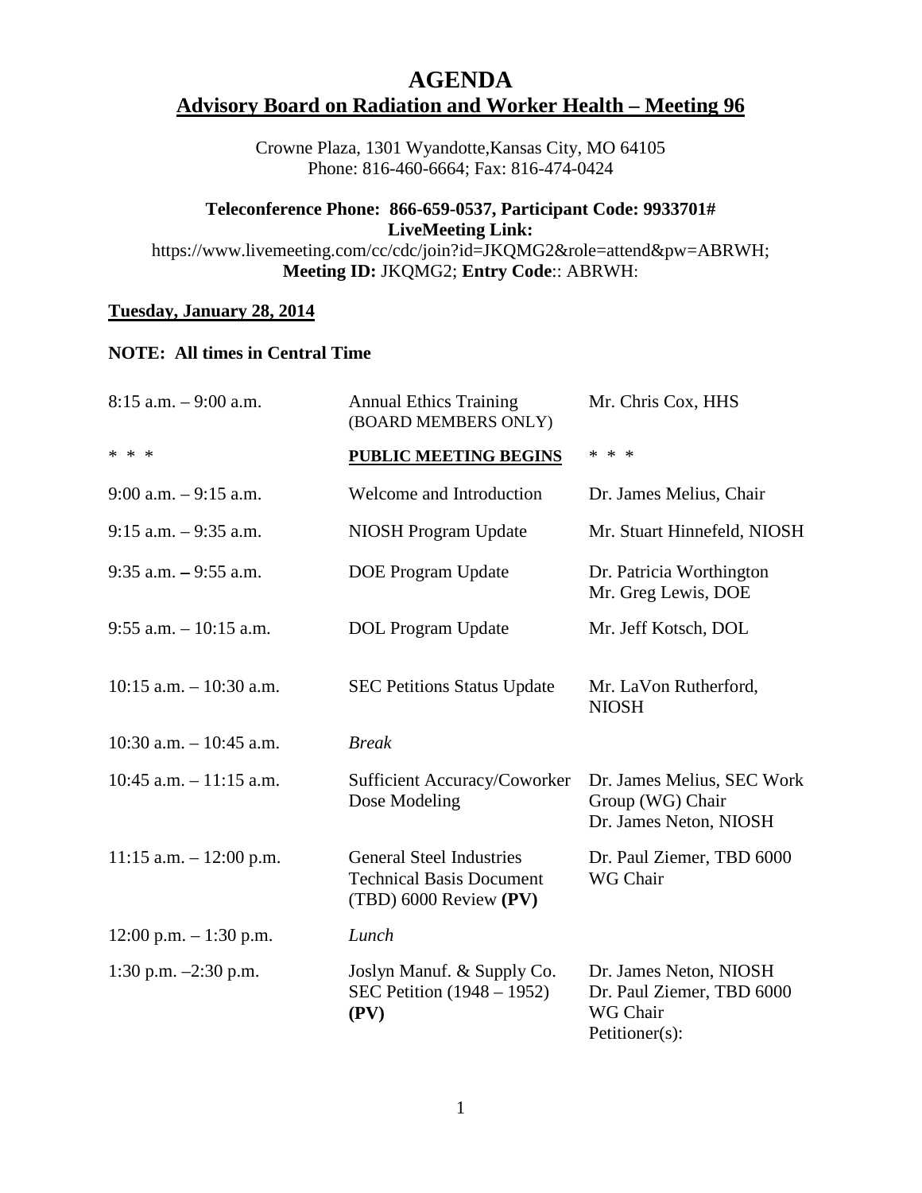# AGENDA

## Advisory Board on Radiation and Worker Health – Meeting 96

Crowne Plaza, 1301 Wyandotte,Kansas City, MO 64105
Phone: 816-460-6664; Fax: 816-474-0424

**Teleconference Phone: 866-659-0537, Participant Code: 9933701#**
**LiveMeeting Link:**
https://www.livemeeting.com/cc/cdc/join?id=JKQMG2&role=attend&pw=ABRWH;
**Meeting ID:** JKQMG2; **Entry Code**:: ABRWH:

**Tuesday, January 28, 2014**

**NOTE: All times in Central Time**

| | | |
|---|---|---|
| 8:15 a.m. – 9:00 a.m. | Annual Ethics Training (BOARD MEMBERS ONLY) | Mr. Chris Cox, HHS |
| * * * | **PUBLIC MEETING BEGINS** | * * * |
| 9:00 a.m. – 9:15 a.m. | Welcome and Introduction | Dr. James Melius, Chair |
| 9:15 a.m. – 9:35 a.m. | NIOSH Program Update | Mr. Stuart Hinnefeld, NIOSH |
| 9:35 a.m. – 9:55 a.m. | DOE Program Update | Dr. Patricia Worthington<br>Mr. Greg Lewis, DOE |
| 9:55 a.m. – 10:15 a.m. | DOL Program Update | Mr. Jeff Kotsch, DOL |
| 10:15 a.m. – 10:30 a.m. | SEC Petitions Status Update | Mr. LaVon Rutherford, NIOSH |
| 10:30 a.m. – 10:45 a.m. | *Break* | |
| 10:45 a.m. – 11:15 a.m. | Sufficient Accuracy/Coworker Dose Modeling | Dr. James Melius, SEC Work Group (WG) Chair<br>Dr. James Neton, NIOSH |
| 11:15 a.m. – 12:00 p.m. | General Steel Industries Technical Basis Document (TBD) 6000 Review **(PV)** | Dr. Paul Ziemer, TBD 6000 WG Chair |
| 12:00 p.m. – 1:30 p.m. | *Lunch* | |
| 1:30 p.m. –2:30 p.m. | Joslyn Manuf. & Supply Co. SEC Petition (1948 – 1952) **(PV)** | Dr. James Neton, NIOSH<br>Dr. Paul Ziemer, TBD 6000 WG Chair<br>Petitioner(s): |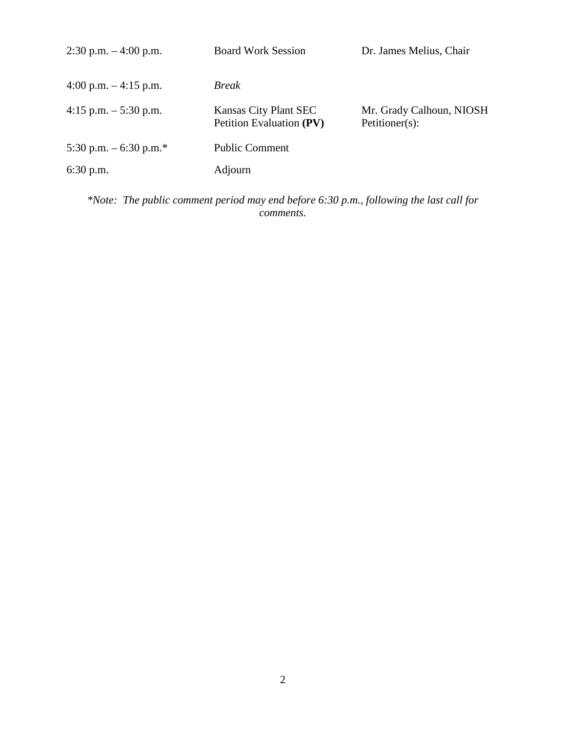| | | |
|---|---|---|
| 2:30 p.m. – 4:00 p.m. | Board Work Session | Dr. James Melius, Chair |
| 4:00 p.m. – 4:15 p.m. | *Break* | |
| 4:15 p.m. – 5:30 p.m. | Kansas City Plant SEC Petition Evaluation **(PV)** | Mr. Grady Calhoun, NIOSH Petitioner(s): |
| 5:30 p.m. – 6:30 p.m.* | Public Comment | |
| 6:30 p.m. | Adjourn | |

*\*Note: The public comment period may end before 6:30 p.m., following the last call for comments.*